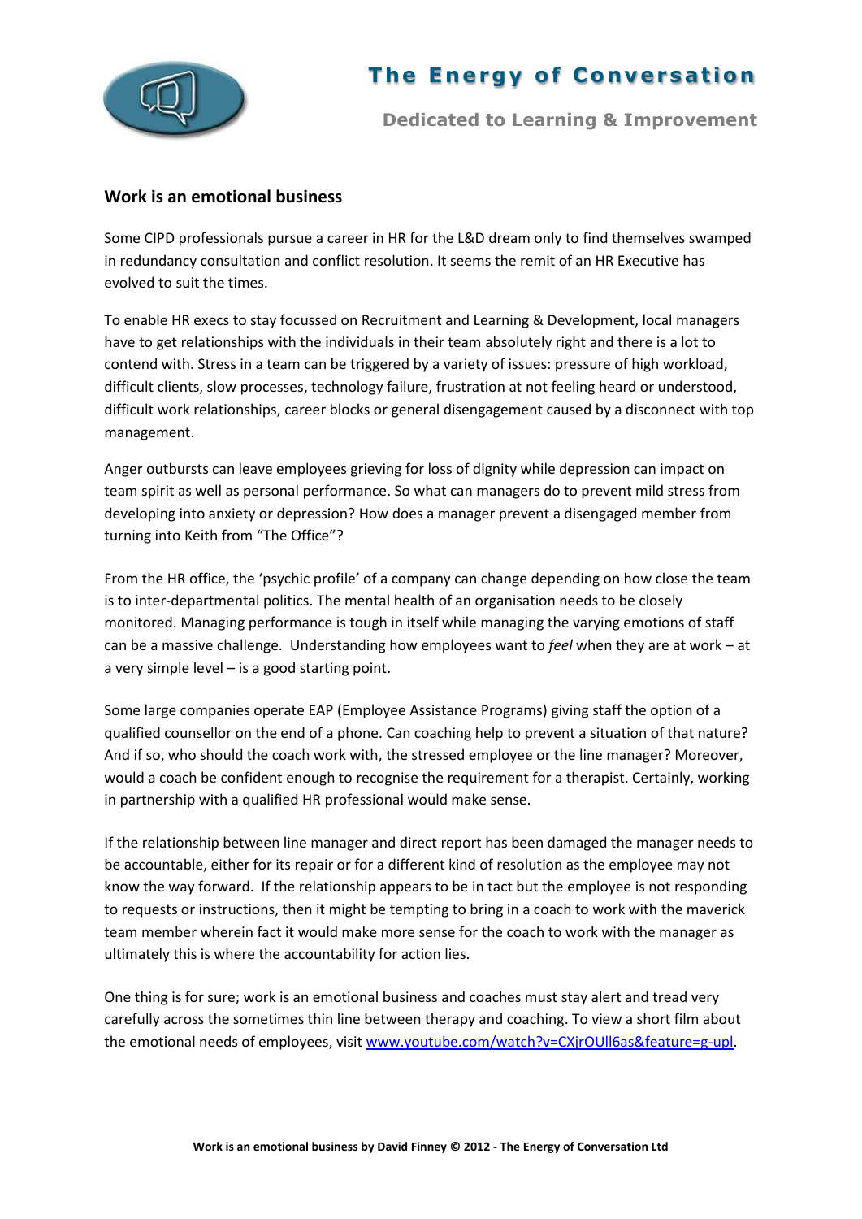# The Energy of Conversation

**Dedicated to Learning & Improvement**

## Work is an emotional business

Some CIPD professionals pursue a career in HR for the L&D dream only to find themselves swamped in redundancy consultation and conflict resolution. It seems the remit of an HR Executive has evolved to suit the times.

To enable HR execs to stay focussed on Recruitment and Learning & Development, local managers have to get relationships with the individuals in their team absolutely right and there is a lot to contend with. Stress in a team can be triggered by a variety of issues: pressure of high workload, difficult clients, slow processes, technology failure, frustration at not feeling heard or understood, difficult work relationships, career blocks or general disengagement caused by a disconnect with top management.

Anger outbursts can leave employees grieving for loss of dignity while depression can impact on team spirit as well as personal performance. So what can managers do to prevent mild stress from developing into anxiety or depression? How does a manager prevent a disengaged member from turning into Keith from "The Office"?

From the HR office, the 'psychic profile' of a company can change depending on how close the team is to inter-departmental politics. The mental health of an organisation needs to be closely monitored. Managing performance is tough in itself while managing the varying emotions of staff can be a massive challenge. Understanding how employees want to *feel* when they are at work – at a very simple level – is a good starting point.

Some large companies operate EAP (Employee Assistance Programs) giving staff the option of a qualified counsellor on the end of a phone. Can coaching help to prevent a situation of that nature? And if so, who should the coach work with, the stressed employee or the line manager? Moreover, would a coach be confident enough to recognise the requirement for a therapist. Certainly, working in partnership with a qualified HR professional would make sense.

If the relationship between line manager and direct report has been damaged the manager needs to be accountable, either for its repair or for a different kind of resolution as the employee may not know the way forward. If the relationship appears to be in tact but the employee is not responding to requests or instructions, then it might be tempting to bring in a coach to work with the maverick team member wherein fact it would make more sense for the coach to work with the manager as ultimately this is where the accountability for action lies.

One thing is for sure; work is an emotional business and coaches must stay alert and tread very carefully across the sometimes thin line between therapy and coaching. To view a short film about the emotional needs of employees, visit [www.youtube.com/watch?v=CXjrOUll6as&feature=g-upl](www.youtube.com/watch?v=CXjrOUll6as&feature=g-upl).

**Work is an emotional business by David Finney © 2012 - The Energy of Conversation Ltd**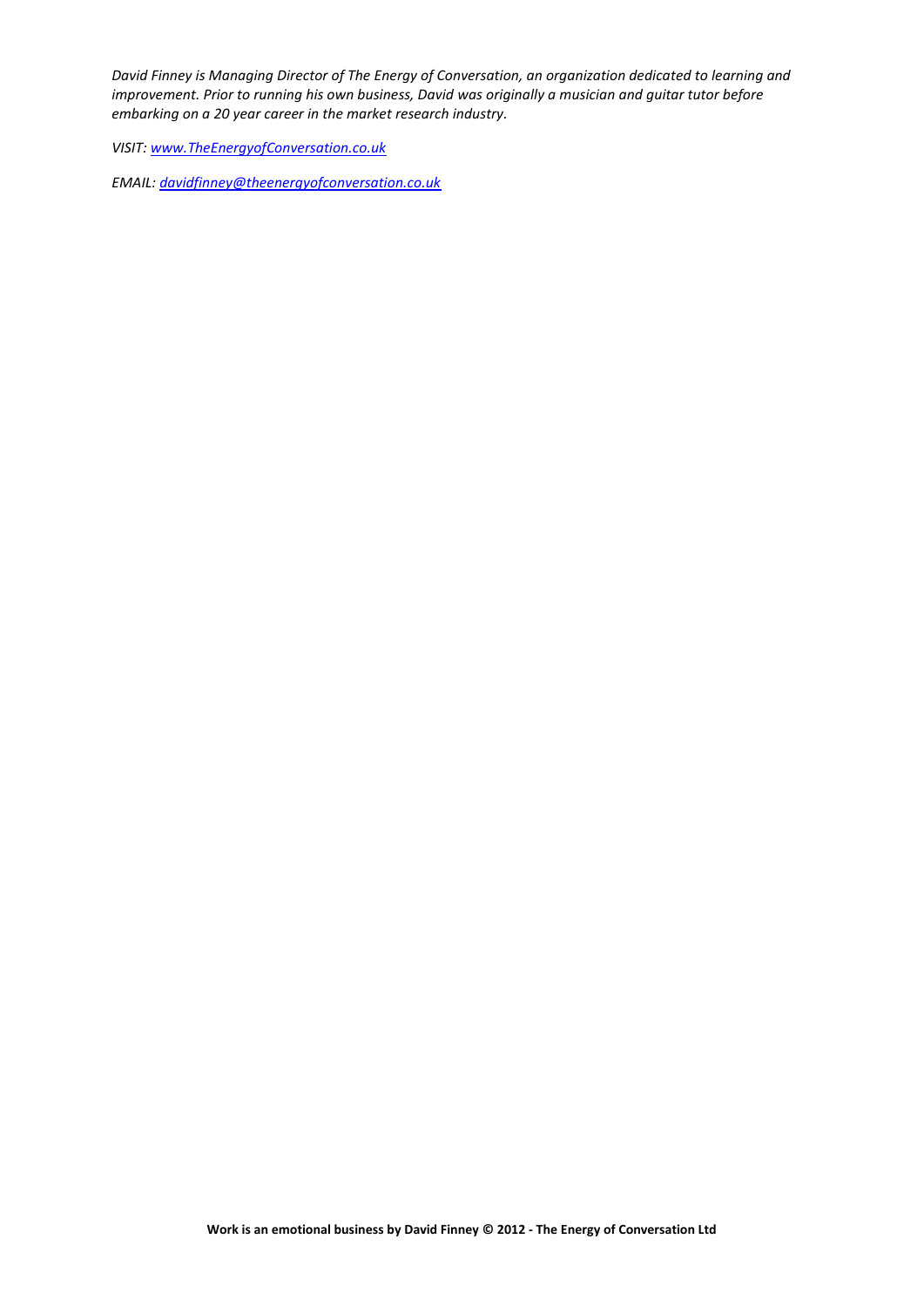*David Finney is Managing Director of The Energy of Conversation, an organization dedicated to learning and improvement. Prior to running his own business, David was originally a musician and guitar tutor before embarking on a 20 year career in the market research industry.*

*VISIT: [www.TheEnergyofConversation.co.uk](http://www.TheEnergyofConversation.co.uk)*

*EMAIL: [davidfinney@theenergyofconversation.co.uk](mailto:davidfinney@theenergyofconversation.co.uk)*